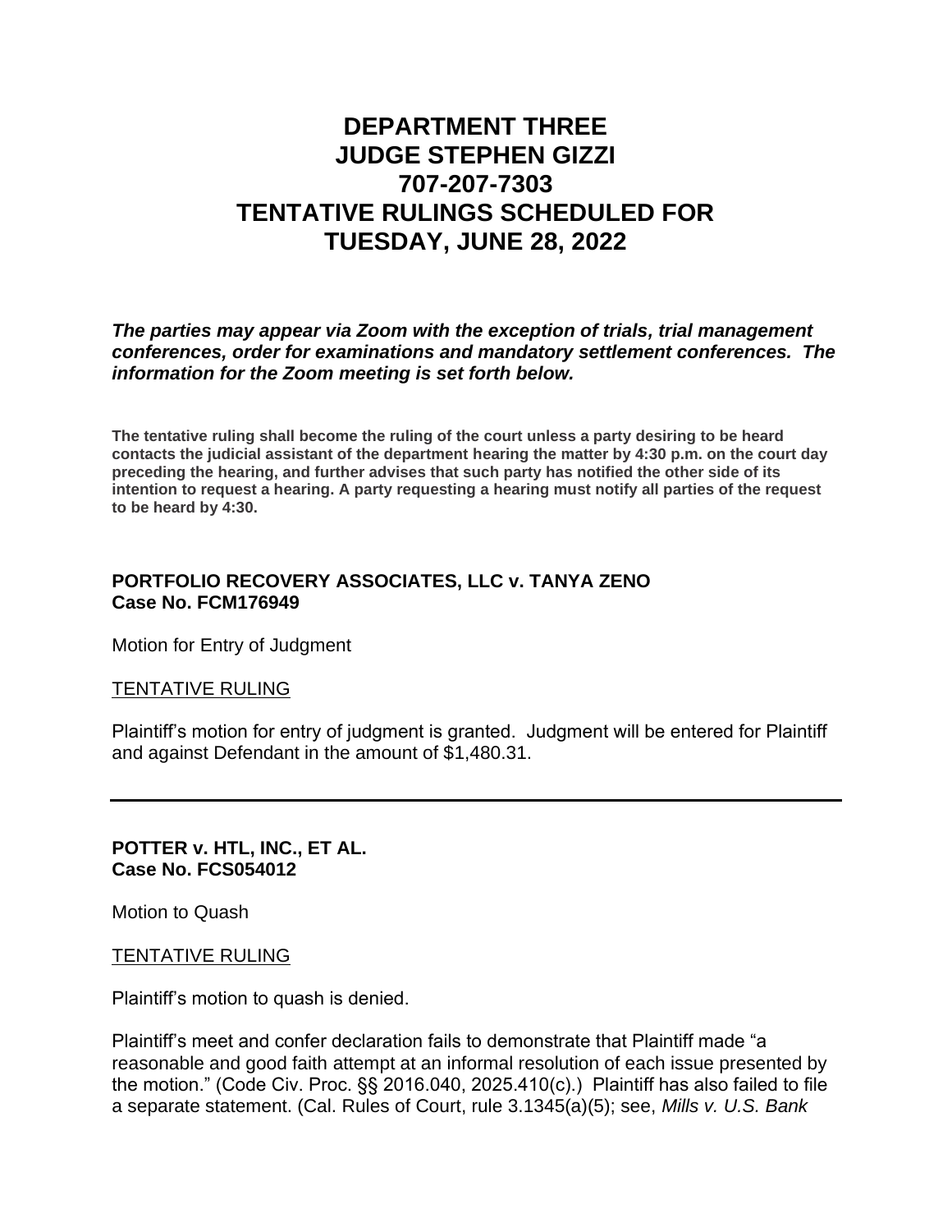# DEPARTMENT THREE
# JUDGE STEPHEN GIZZI
# 707-207-7303
# TENTATIVE RULINGS SCHEDULED FOR TUESDAY, JUNE 28, 2022

***The parties may appear via Zoom with the exception of trials, trial management conferences, order for examinations and mandatory settlement conferences. The information for the Zoom meeting is set forth below.***

**The tentative ruling shall become the ruling of the court unless a party desiring to be heard contacts the judicial assistant of the department hearing the matter by 4:30 p.m. on the court day preceding the hearing, and further advises that such party has notified the other side of its intention to request a hearing. A party requesting a hearing must notify all parties of the request to be heard by 4:30.**

**PORTFOLIO RECOVERY ASSOCIATES, LLC v. TANYA ZENO**
**Case No. FCM176949**

Motion for Entry of Judgment

<u>TENTATIVE RULING</u>

Plaintiff's motion for entry of judgment is granted. Judgment will be entered for Plaintiff and against Defendant in the amount of $1,480.31.

---

**POTTER v. HTL, INC., ET AL.**
**Case No. FCS054012**

Motion to Quash

<u>TENTATIVE RULING</u>

Plaintiff's motion to quash is denied.

Plaintiff's meet and confer declaration fails to demonstrate that Plaintiff made "a reasonable and good faith attempt at an informal resolution of each issue presented by the motion." (Code Civ. Proc. §§ 2016.040, 2025.410(c).) Plaintiff has also failed to file a separate statement. (Cal. Rules of Court, rule 3.1345(a)(5); see, *Mills v. U.S. Bank*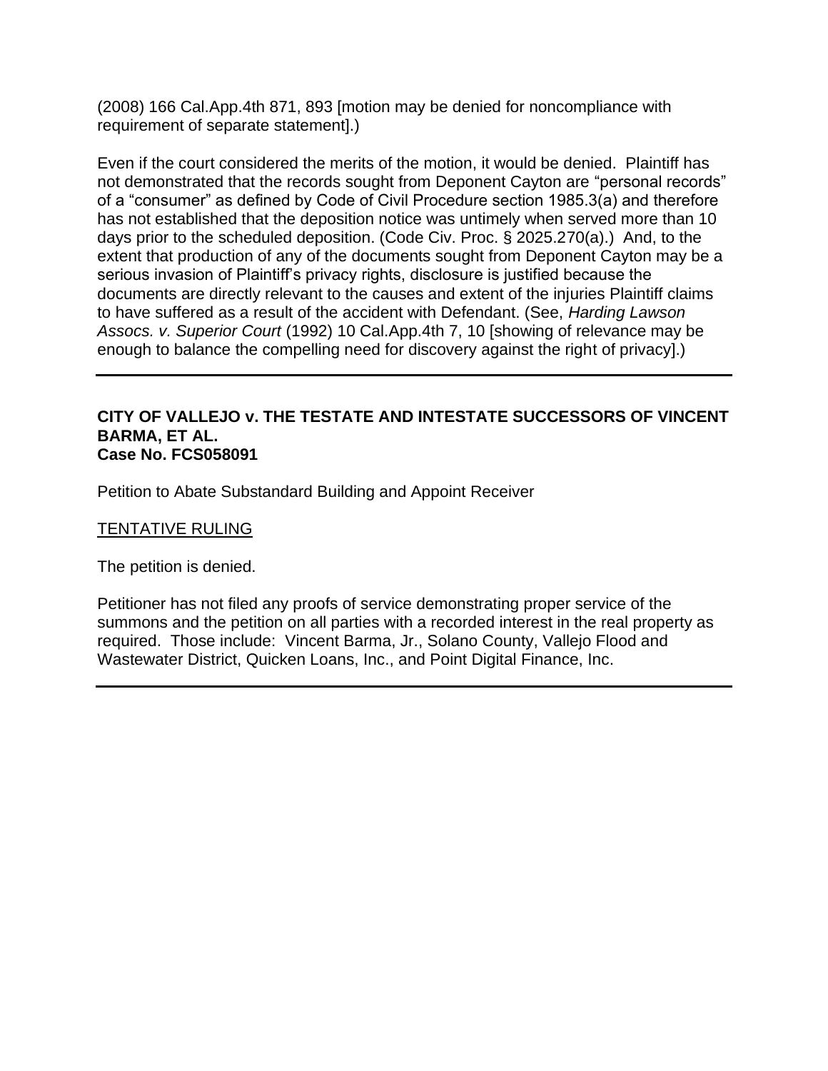(2008) 166 Cal.App.4th 871, 893 [motion may be denied for noncompliance with requirement of separate statement].)

Even if the court considered the merits of the motion, it would be denied. Plaintiff has not demonstrated that the records sought from Deponent Cayton are "personal records" of a "consumer" as defined by Code of Civil Procedure section 1985.3(a) and therefore has not established that the deposition notice was untimely when served more than 10 days prior to the scheduled deposition. (Code Civ. Proc. § 2025.270(a).) And, to the extent that production of any of the documents sought from Deponent Cayton may be a serious invasion of Plaintiff's privacy rights, disclosure is justified because the documents are directly relevant to the causes and extent of the injuries Plaintiff claims to have suffered as a result of the accident with Defendant. (See, *Harding Lawson Assocs. v. Superior Court* (1992) 10 Cal.App.4th 7, 10 [showing of relevance may be enough to balance the compelling need for discovery against the right of privacy].)

---

**CITY OF VALLEJO v. THE TESTATE AND INTESTATE SUCCESSORS OF VINCENT BARMA, ET AL.**
**Case No. FCS058091**

Petition to Abate Substandard Building and Appoint Receiver

<u>TENTATIVE RULING</u>

The petition is denied.

Petitioner has not filed any proofs of service demonstrating proper service of the summons and the petition on all parties with a recorded interest in the real property as required. Those include: Vincent Barma, Jr., Solano County, Vallejo Flood and Wastewater District, Quicken Loans, Inc., and Point Digital Finance, Inc.

---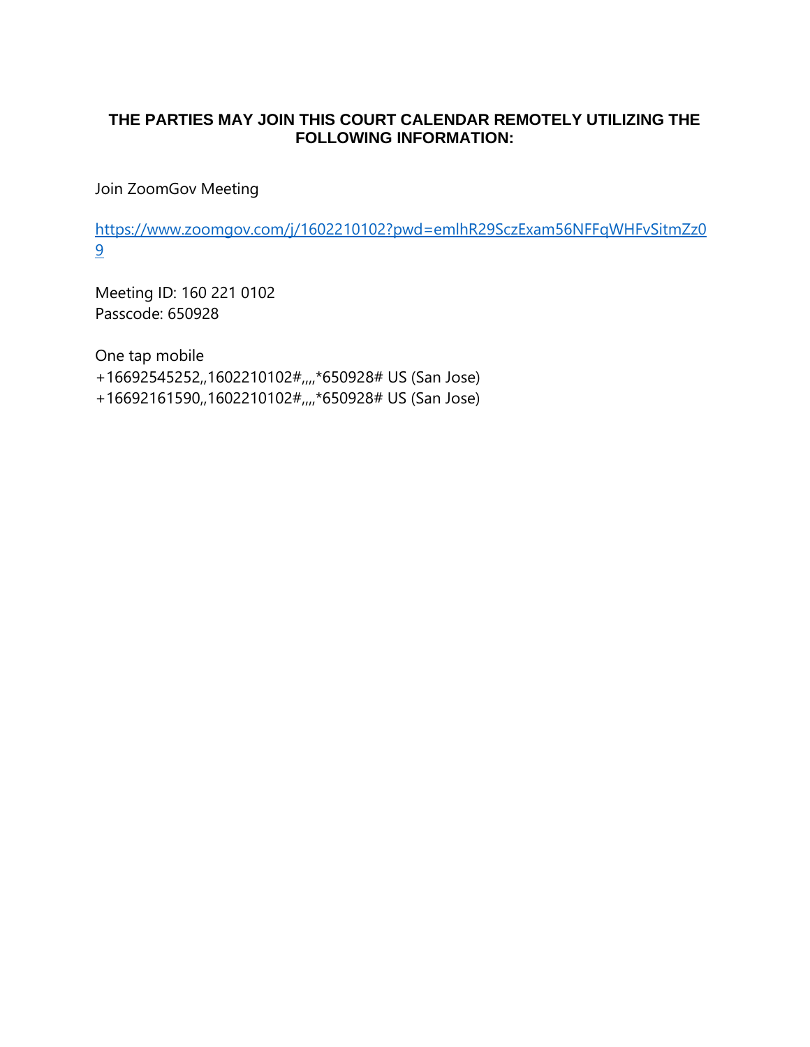**THE PARTIES MAY JOIN THIS COURT CALENDAR REMOTELY UTILIZING THE FOLLOWING INFORMATION:**

Join ZoomGov Meeting

https://www.zoomgov.com/j/1602210102?pwd=emlhR29SczExam56NFFqWHFvSitmZz09

Meeting ID: 160 221 0102
Passcode: 650928

One tap mobile
+16692545252,,1602210102#,,,,*650928# US (San Jose)
+16692161590,,1602210102#,,,,*650928# US (San Jose)